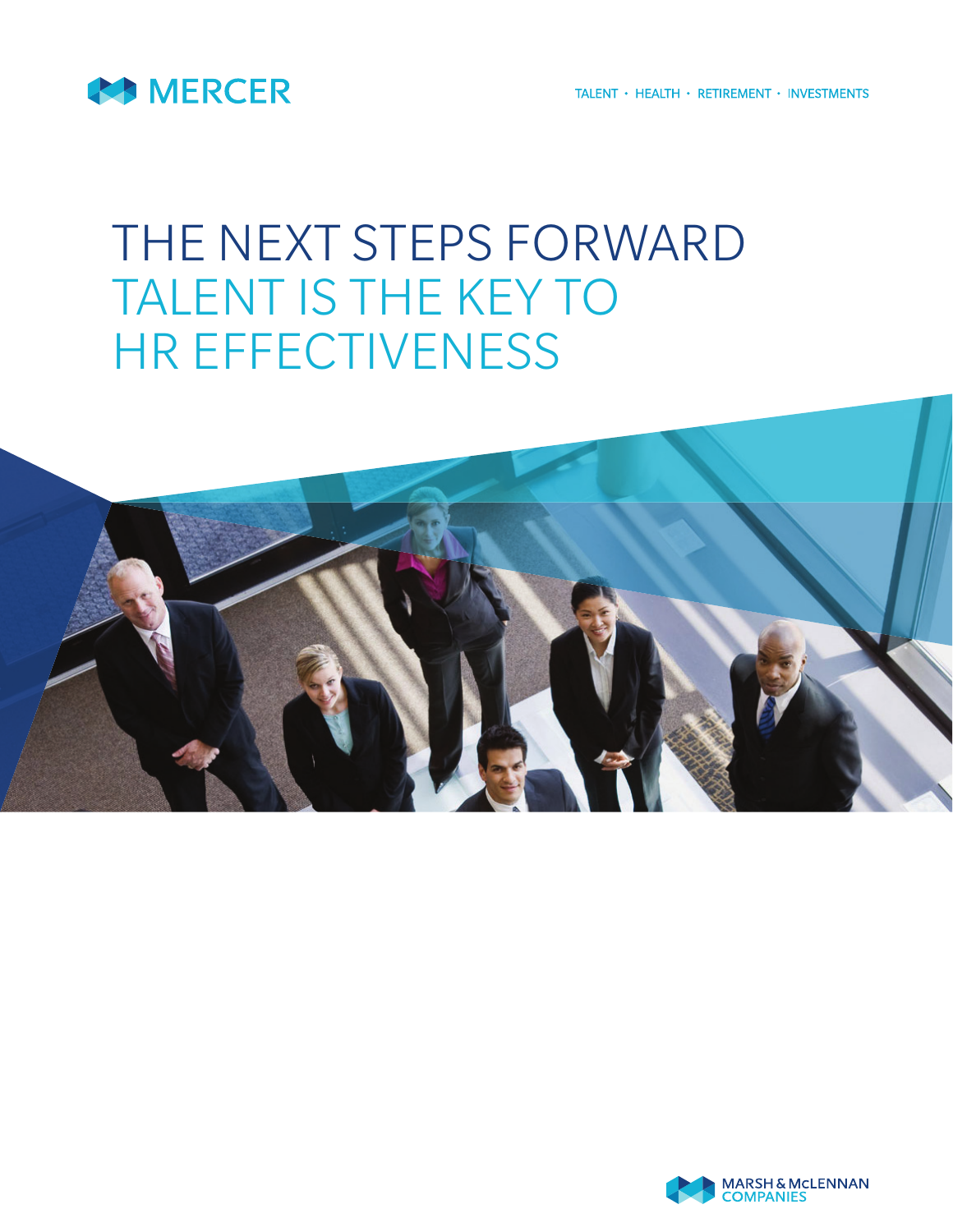MERCER

TALENT • HEALTH • RETIREMENT • INVESTMENTS

# THE NEXT STEPS FORWARD
# TALENT IS THE KEY TO HR EFFECTIVENESS

MARSH & McLENNAN COMPANIES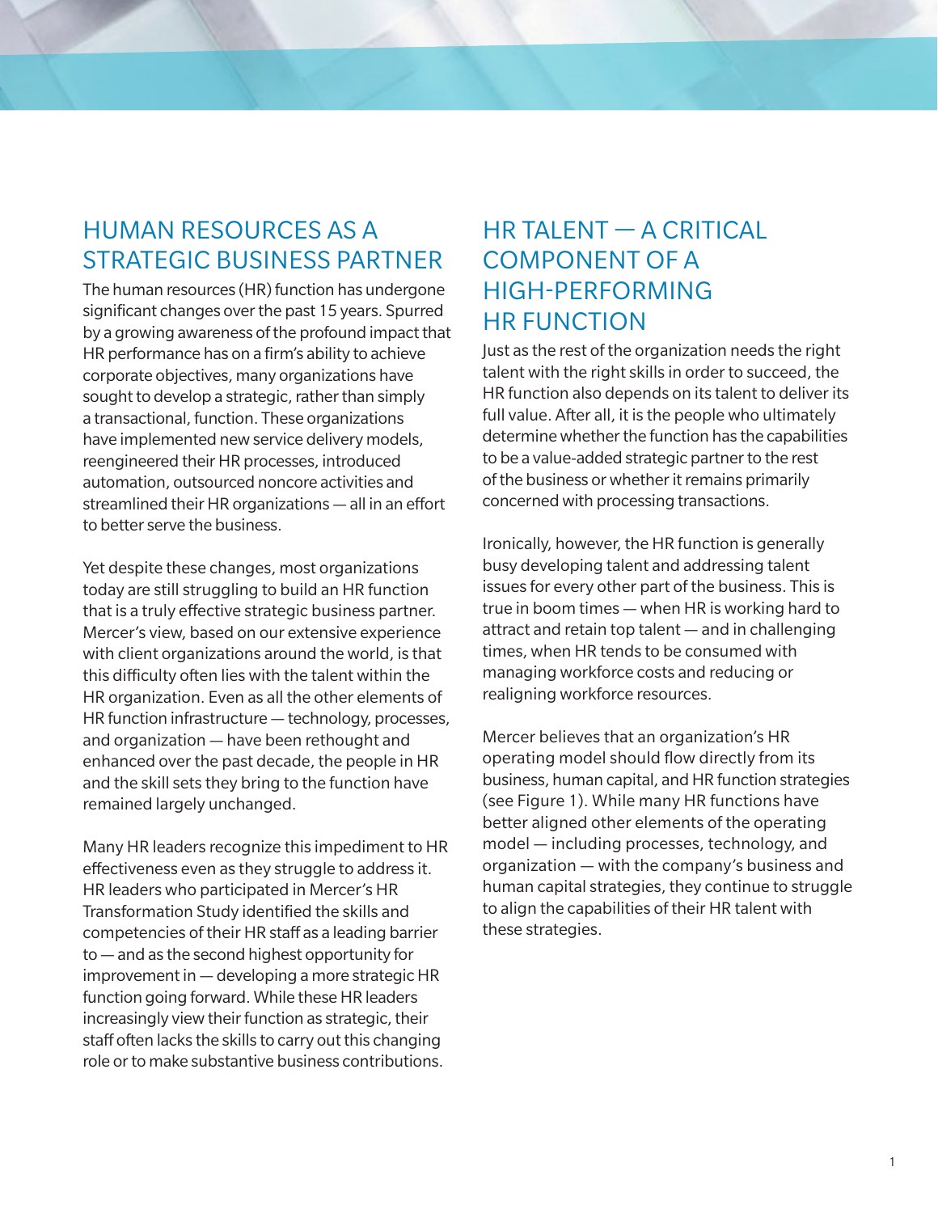## HUMAN RESOURCES AS A STRATEGIC BUSINESS PARTNER

The human resources (HR) function has undergone significant changes over the past 15 years. Spurred by a growing awareness of the profound impact that HR performance has on a firm's ability to achieve corporate objectives, many organizations have sought to develop a strategic, rather than simply a transactional, function. These organizations have implemented new service delivery models, reengineered their HR processes, introduced automation, outsourced noncore activities and streamlined their HR organizations — all in an effort to better serve the business.

Yet despite these changes, most organizations today are still struggling to build an HR function that is a truly effective strategic business partner. Mercer's view, based on our extensive experience with client organizations around the world, is that this difficulty often lies with the talent within the HR organization. Even as all the other elements of HR function infrastructure — technology, processes, and organization — have been rethought and enhanced over the past decade, the people in HR and the skill sets they bring to the function have remained largely unchanged.

Many HR leaders recognize this impediment to HR effectiveness even as they struggle to address it. HR leaders who participated in Mercer's HR Transformation Study identified the skills and competencies of their HR staff as a leading barrier to — and as the second highest opportunity for improvement in — developing a more strategic HR function going forward. While these HR leaders increasingly view their function as strategic, their staff often lacks the skills to carry out this changing role or to make substantive business contributions.

## HR TALENT — A CRITICAL COMPONENT OF A HIGH-PERFORMING HR FUNCTION

Just as the rest of the organization needs the right talent with the right skills in order to succeed, the HR function also depends on its talent to deliver its full value. After all, it is the people who ultimately determine whether the function has the capabilities to be a value-added strategic partner to the rest of the business or whether it remains primarily concerned with processing transactions.

Ironically, however, the HR function is generally busy developing talent and addressing talent issues for every other part of the business. This is true in boom times — when HR is working hard to attract and retain top talent — and in challenging times, when HR tends to be consumed with managing workforce costs and reducing or realigning workforce resources.

Mercer believes that an organization's HR operating model should flow directly from its business, human capital, and HR function strategies (see Figure 1). While many HR functions have better aligned other elements of the operating model — including processes, technology, and organization — with the company's business and human capital strategies, they continue to struggle to align the capabilities of their HR talent with these strategies.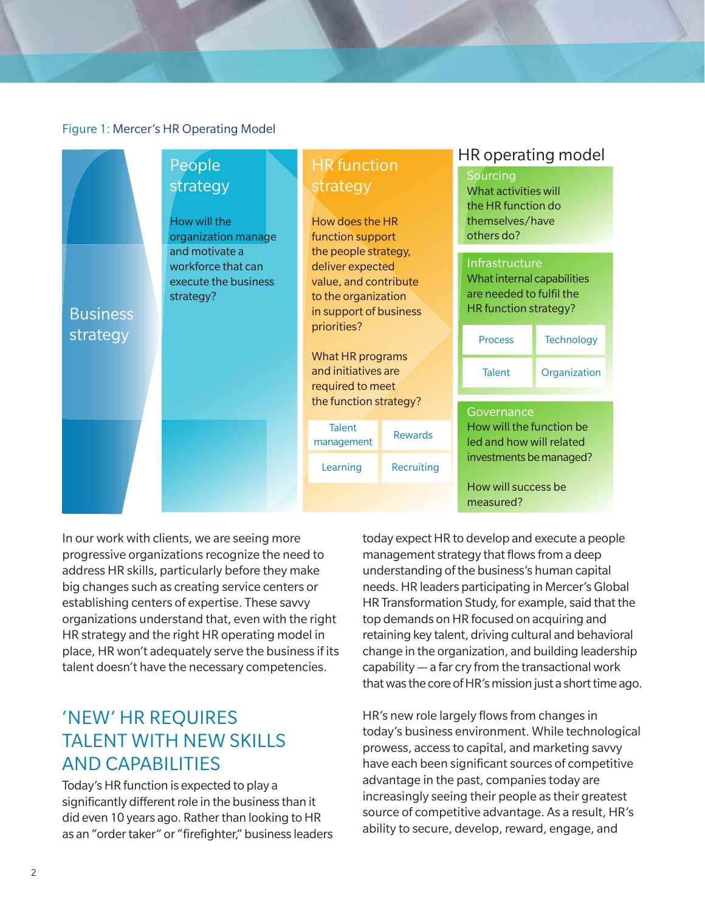Figure 1: Mercer's HR Operating Model

**Business strategy**

**People strategy**

How will the organization manage and motivate a workforce that can execute the business strategy?

**HR function strategy**

How does the HR function support the people strategy, deliver expected value, and contribute to the organization in support of business priorities?

What HR programs and initiatives are required to meet the function strategy?

- Talent management
- Rewards
- Learning
- Recruiting

**HR operating model**

**Sourcing**
What activities will the HR function do themselves/have others do?

**Infrastructure**
What internal capabilities are needed to fulfil the HR function strategy?

- Process
- Technology
- Talent
- Organization

**Governance**
How will the function be led and how will related investments be managed?

How will success be measured?

In our work with clients, we are seeing more progressive organizations recognize the need to address HR skills, particularly before they make big changes such as creating service centers or establishing centers of expertise. These savvy organizations understand that, even with the right HR strategy and the right HR operating model in place, HR won't adequately serve the business if its talent doesn't have the necessary competencies.

## 'NEW' HR REQUIRES TALENT WITH NEW SKILLS AND CAPABILITIES

Today's HR function is expected to play a significantly different role in the business than it did even 10 years ago. Rather than looking to HR as an "order taker" or "firefighter," business leaders today expect HR to develop and execute a people management strategy that flows from a deep understanding of the business's human capital needs. HR leaders participating in Mercer's Global HR Transformation Study, for example, said that the top demands on HR focused on acquiring and retaining key talent, driving cultural and behavioral change in the organization, and building leadership capability — a far cry from the transactional work that was the core of HR's mission just a short time ago.

HR's new role largely flows from changes in today's business environment. While technological prowess, access to capital, and marketing savvy have each been significant sources of competitive advantage in the past, companies today are increasingly seeing their people as their greatest source of competitive advantage. As a result, HR's ability to secure, develop, reward, engage, and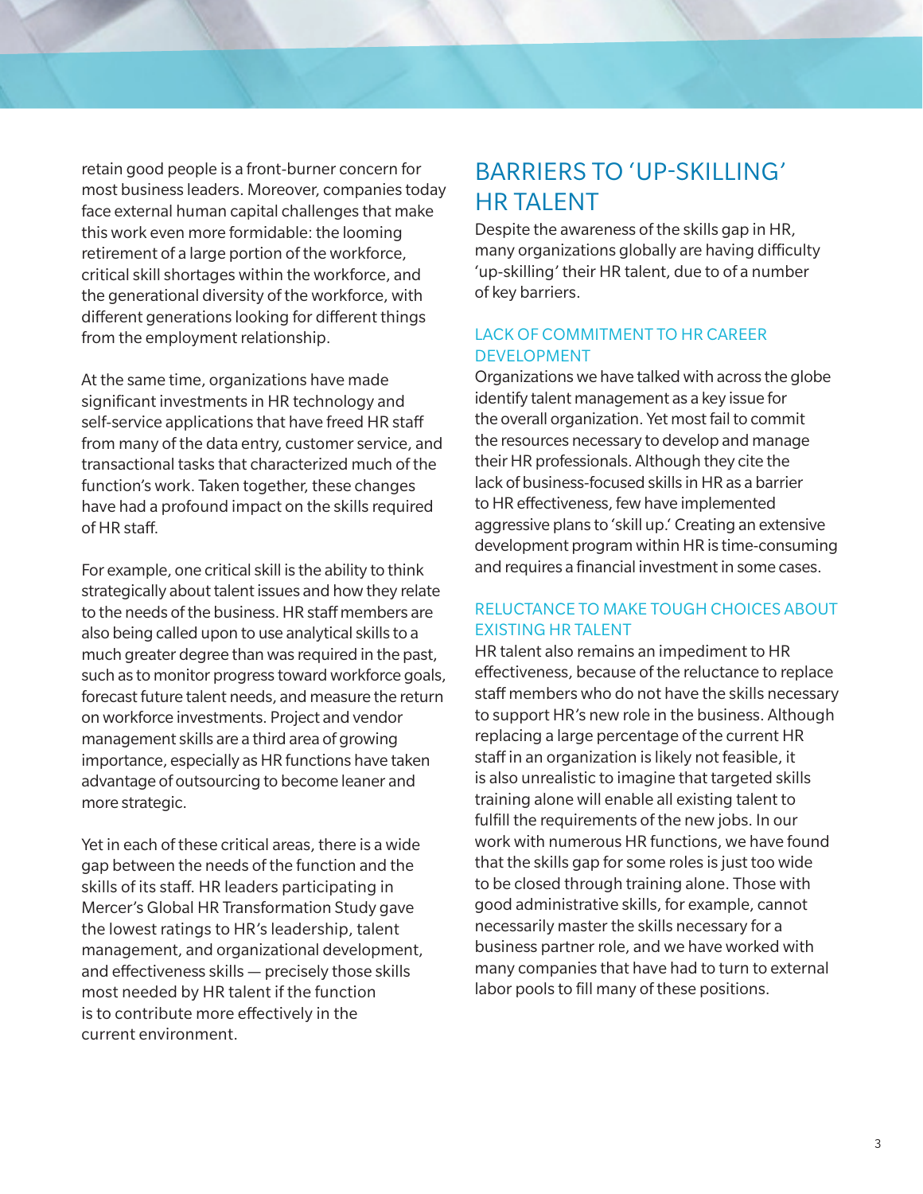retain good people is a front-burner concern for most business leaders. Moreover, companies today face external human capital challenges that make this work even more formidable: the looming retirement of a large portion of the workforce, critical skill shortages within the workforce, and the generational diversity of the workforce, with different generations looking for different things from the employment relationship.

At the same time, organizations have made significant investments in HR technology and self-service applications that have freed HR staff from many of the data entry, customer service, and transactional tasks that characterized much of the function's work. Taken together, these changes have had a profound impact on the skills required of HR staff.

For example, one critical skill is the ability to think strategically about talent issues and how they relate to the needs of the business. HR staff members are also being called upon to use analytical skills to a much greater degree than was required in the past, such as to monitor progress toward workforce goals, forecast future talent needs, and measure the return on workforce investments. Project and vendor management skills are a third area of growing importance, especially as HR functions have taken advantage of outsourcing to become leaner and more strategic.

Yet in each of these critical areas, there is a wide gap between the needs of the function and the skills of its staff. HR leaders participating in Mercer's Global HR Transformation Study gave the lowest ratings to HR's leadership, talent management, and organizational development, and effectiveness skills — precisely those skills most needed by HR talent if the function is to contribute more effectively in the current environment.

## BARRIERS TO 'UP-SKILLING' HR TALENT

Despite the awareness of the skills gap in HR, many organizations globally are having difficulty 'up-skilling' their HR talent, due to of a number of key barriers.

### LACK OF COMMITMENT TO HR CAREER DEVELOPMENT

Organizations we have talked with across the globe identify talent management as a key issue for the overall organization. Yet most fail to commit the resources necessary to develop and manage their HR professionals. Although they cite the lack of business-focused skills in HR as a barrier to HR effectiveness, few have implemented aggressive plans to 'skill up.' Creating an extensive development program within HR is time-consuming and requires a financial investment in some cases.

### RELUCTANCE TO MAKE TOUGH CHOICES ABOUT EXISTING HR TALENT

HR talent also remains an impediment to HR effectiveness, because of the reluctance to replace staff members who do not have the skills necessary to support HR's new role in the business. Although replacing a large percentage of the current HR staff in an organization is likely not feasible, it is also unrealistic to imagine that targeted skills training alone will enable all existing talent to fulfill the requirements of the new jobs. In our work with numerous HR functions, we have found that the skills gap for some roles is just too wide to be closed through training alone. Those with good administrative skills, for example, cannot necessarily master the skills necessary for a business partner role, and we have worked with many companies that have had to turn to external labor pools to fill many of these positions.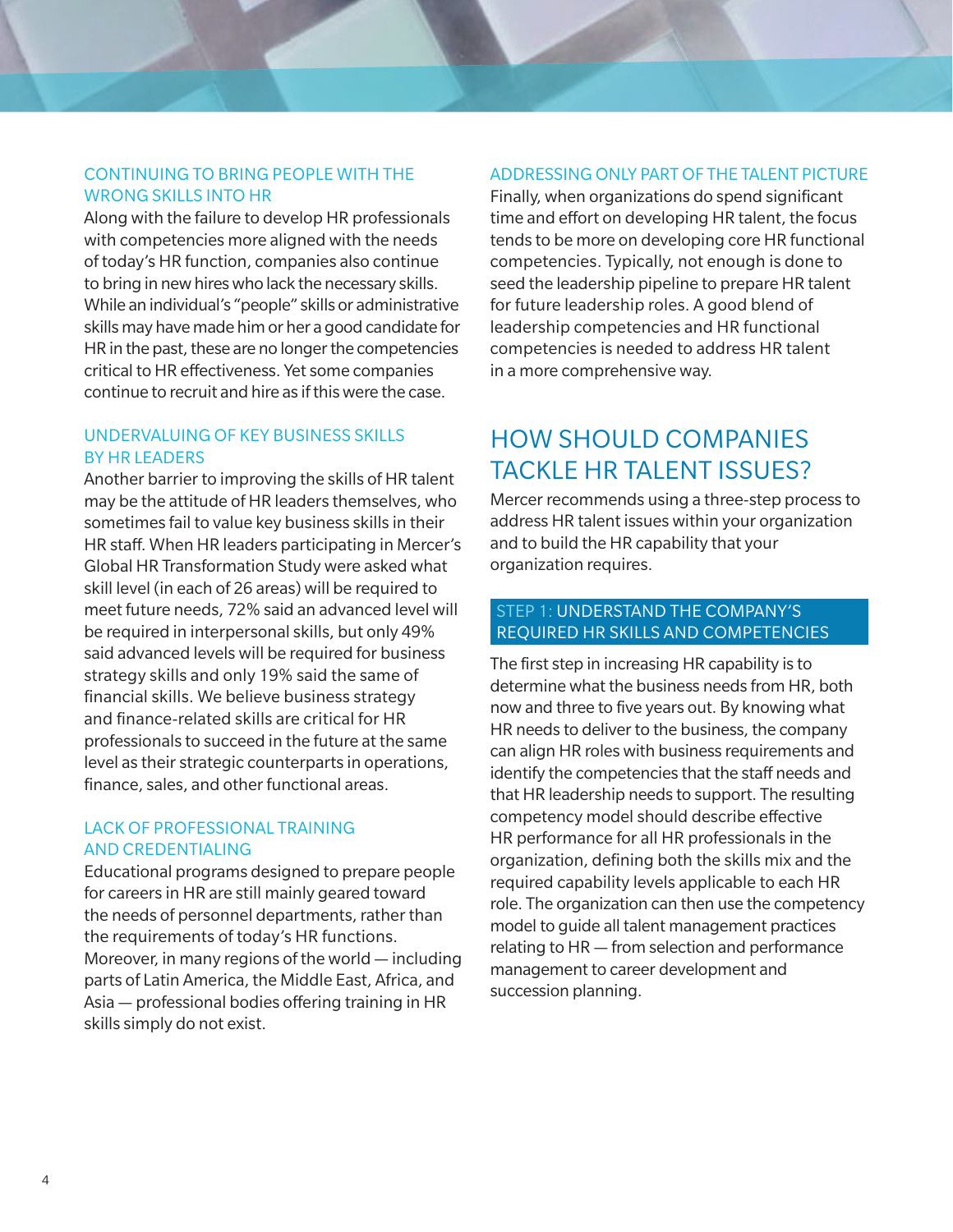### CONTINUING TO BRING PEOPLE WITH THE WRONG SKILLS INTO HR

Along with the failure to develop HR professionals with competencies more aligned with the needs of today's HR function, companies also continue to bring in new hires who lack the necessary skills. While an individual's "people" skills or administrative skills may have made him or her a good candidate for HR in the past, these are no longer the competencies critical to HR effectiveness. Yet some companies continue to recruit and hire as if this were the case.

### UNDERVALUING OF KEY BUSINESS SKILLS BY HR LEADERS

Another barrier to improving the skills of HR talent may be the attitude of HR leaders themselves, who sometimes fail to value key business skills in their HR staff. When HR leaders participating in Mercer's Global HR Transformation Study were asked what skill level (in each of 26 areas) will be required to meet future needs, 72% said an advanced level will be required in interpersonal skills, but only 49% said advanced levels will be required for business strategy skills and only 19% said the same of financial skills. We believe business strategy and finance-related skills are critical for HR professionals to succeed in the future at the same level as their strategic counterparts in operations, finance, sales, and other functional areas.

### LACK OF PROFESSIONAL TRAINING AND CREDENTIALING

Educational programs designed to prepare people for careers in HR are still mainly geared toward the needs of personnel departments, rather than the requirements of today's HR functions. Moreover, in many regions of the world — including parts of Latin America, the Middle East, Africa, and Asia — professional bodies offering training in HR skills simply do not exist.

### ADDRESSING ONLY PART OF THE TALENT PICTURE

Finally, when organizations do spend significant time and effort on developing HR talent, the focus tends to be more on developing core HR functional competencies. Typically, not enough is done to seed the leadership pipeline to prepare HR talent for future leadership roles. A good blend of leadership competencies and HR functional competencies is needed to address HR talent in a more comprehensive way.

## HOW SHOULD COMPANIES TACKLE HR TALENT ISSUES?

Mercer recommends using a three-step process to address HR talent issues within your organization and to build the HR capability that your organization requires.

### STEP 1: UNDERSTAND THE COMPANY'S REQUIRED HR SKILLS AND COMPETENCIES

The first step in increasing HR capability is to determine what the business needs from HR, both now and three to five years out. By knowing what HR needs to deliver to the business, the company can align HR roles with business requirements and identify the competencies that the staff needs and that HR leadership needs to support. The resulting competency model should describe effective HR performance for all HR professionals in the organization, defining both the skills mix and the required capability levels applicable to each HR role. The organization can then use the competency model to guide all talent management practices relating to HR — from selection and performance management to career development and succession planning.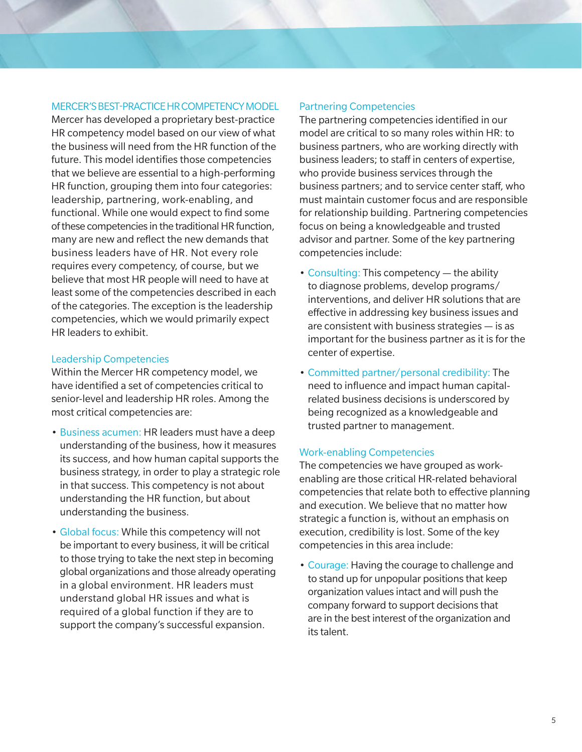## MERCER'S BEST-PRACTICE HR COMPETENCY MODEL

Mercer has developed a proprietary best-practice HR competency model based on our view of what the business will need from the HR function of the future. This model identifies those competencies that we believe are essential to a high-performing HR function, grouping them into four categories: leadership, partnering, work-enabling, and functional. While one would expect to find some of these competencies in the traditional HR function, many are new and reflect the new demands that business leaders have of HR. Not every role requires every competency, of course, but we believe that most HR people will need to have at least some of the competencies described in each of the categories. The exception is the leadership competencies, which we would primarily expect HR leaders to exhibit.

### Leadership Competencies

Within the Mercer HR competency model, we have identified a set of competencies critical to senior-level and leadership HR roles. Among the most critical competencies are:

- Business acumen: HR leaders must have a deep understanding of the business, how it measures its success, and how human capital supports the business strategy, in order to play a strategic role in that success. This competency is not about understanding the HR function, but about understanding the business.
- Global focus: While this competency will not be important to every business, it will be critical to those trying to take the next step in becoming global organizations and those already operating in a global environment. HR leaders must understand global HR issues and what is required of a global function if they are to support the company's successful expansion.

### Partnering Competencies

The partnering competencies identified in our model are critical to so many roles within HR: to business partners, who are working directly with business leaders; to staff in centers of expertise, who provide business services through the business partners; and to service center staff, who must maintain customer focus and are responsible for relationship building. Partnering competencies focus on being a knowledgeable and trusted advisor and partner. Some of the key partnering competencies include:

- Consulting: This competency — the ability to diagnose problems, develop programs/interventions, and deliver HR solutions that are effective in addressing key business issues and are consistent with business strategies — is as important for the business partner as it is for the center of expertise.
- Committed partner/personal credibility: The need to influence and impact human capital-related business decisions is underscored by being recognized as a knowledgeable and trusted partner to management.

### Work-enabling Competencies

The competencies we have grouped as work-enabling are those critical HR-related behavioral competencies that relate both to effective planning and execution. We believe that no matter how strategic a function is, without an emphasis on execution, credibility is lost. Some of the key competencies in this area include:

- Courage: Having the courage to challenge and to stand up for unpopular positions that keep organization values intact and will push the company forward to support decisions that are in the best interest of the organization and its talent.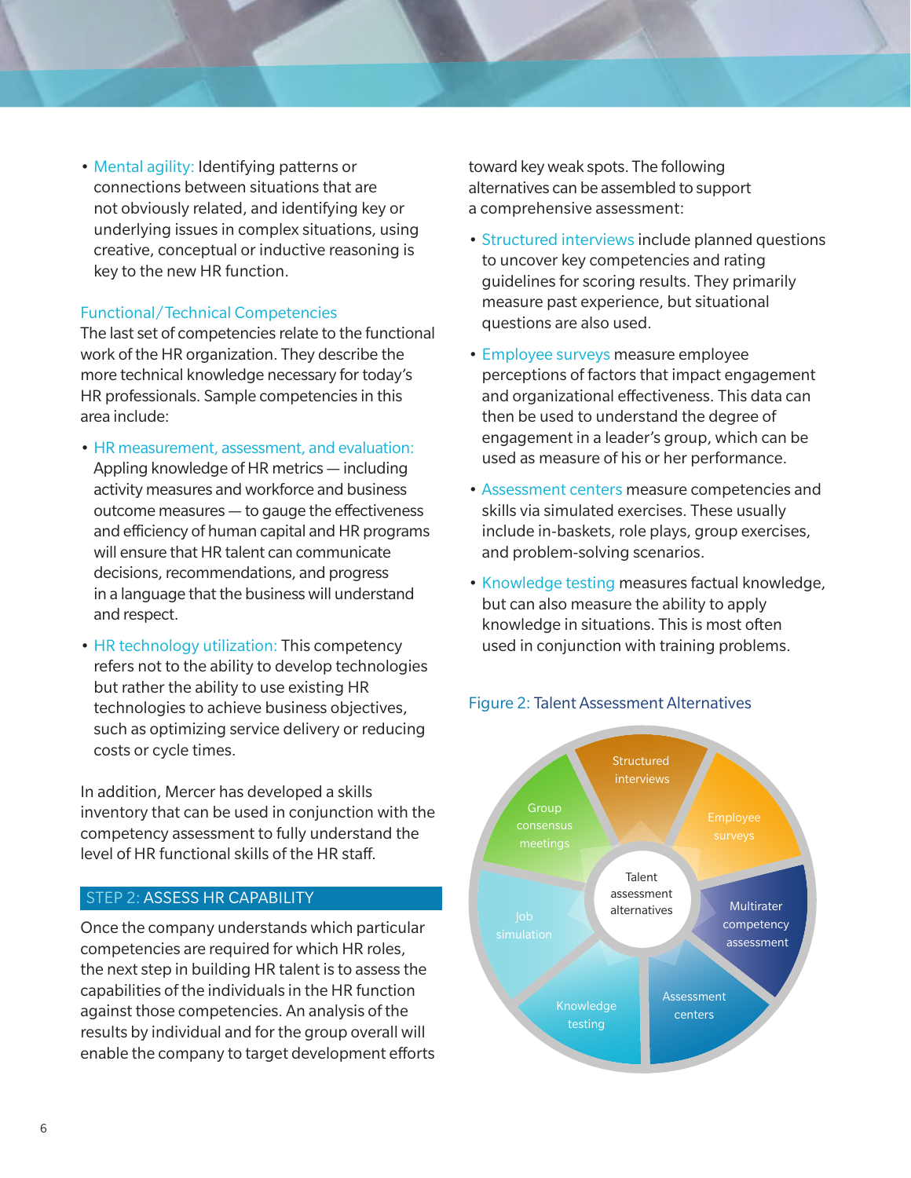- Mental agility: Identifying patterns or connections between situations that are not obviously related, and identifying key or underlying issues in complex situations, using creative, conceptual or inductive reasoning is key to the new HR function.

### Functional/Technical Competencies

The last set of competencies relate to the functional work of the HR organization. They describe the more technical knowledge necessary for today's HR professionals. Sample competencies in this area include:

- HR measurement, assessment, and evaluation: Appling knowledge of HR metrics — including activity measures and workforce and business outcome measures — to gauge the effectiveness and efficiency of human capital and HR programs will ensure that HR talent can communicate decisions, recommendations, and progress in a language that the business will understand and respect.
- HR technology utilization: This competency refers not to the ability to develop technologies but rather the ability to use existing HR technologies to achieve business objectives, such as optimizing service delivery or reducing costs or cycle times.

In addition, Mercer has developed a skills inventory that can be used in conjunction with the competency assessment to fully understand the level of HR functional skills of the HR staff.

## STEP 2: ASSESS HR CAPABILITY

Once the company understands which particular competencies are required for which HR roles, the next step in building HR talent is to assess the capabilities of the individuals in the HR function against those competencies. An analysis of the results by individual and for the group overall will enable the company to target development efforts toward key weak spots. The following alternatives can be assembled to support a comprehensive assessment:

- Structured interviews include planned questions to uncover key competencies and rating guidelines for scoring results. They primarily measure past experience, but situational questions are also used.
- Employee surveys measure employee perceptions of factors that impact engagement and organizational effectiveness. This data can then be used to understand the degree of engagement in a leader's group, which can be used as measure of his or her performance.
- Assessment centers measure competencies and skills via simulated exercises. These usually include in-baskets, role plays, group exercises, and problem-solving scenarios.
- Knowledge testing measures factual knowledge, but can also measure the ability to apply knowledge in situations. This is most often used in conjunction with training problems.

Figure 2: Talent Assessment Alternatives

Talent assessment alternatives: Structured interviews; Employee surveys; Multirater competency assessment; Assessment centers; Knowledge testing; Job simulation; Group consensus meetings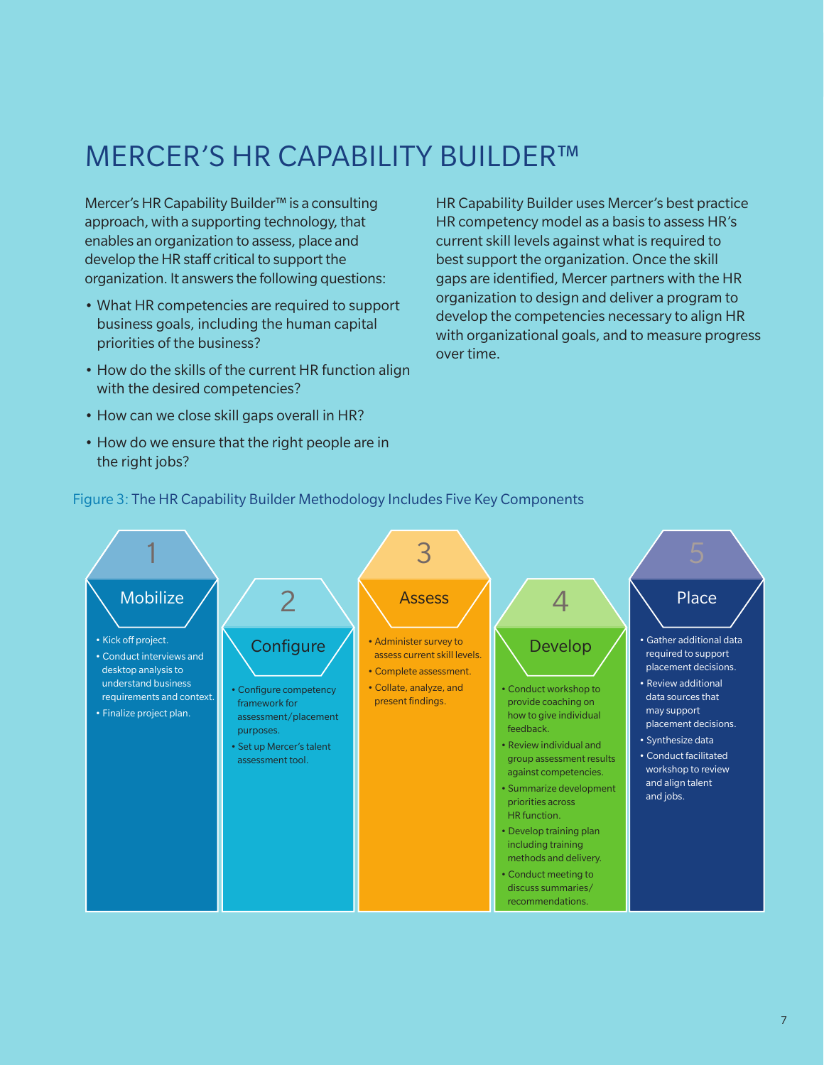# MERCER'S HR CAPABILITY BUILDER™

Mercer's HR Capability Builder™ is a consulting approach, with a supporting technology, that enables an organization to assess, place and develop the HR staff critical to support the organization. It answers the following questions:

- What HR competencies are required to support business goals, including the human capital priorities of the business?
- How do the skills of the current HR function align with the desired competencies?
- How can we close skill gaps overall in HR?
- How do we ensure that the right people are in the right jobs?

HR Capability Builder uses Mercer's best practice HR competency model as a basis to assess HR's current skill levels against what is required to best support the organization. Once the skill gaps are identified, Mercer partners with the HR organization to design and deliver a program to develop the competencies necessary to align HR with organizational goals, and to measure progress over time.

Figure 3: The HR Capability Builder Methodology Includes Five Key Components

**1 Mobilize**

- Kick off project.
- Conduct interviews and desktop analysis to understand business requirements and context.
- Finalize project plan.

**2 Configure**

- Configure competency framework for assessment/placement purposes.
- Set up Mercer's talent assessment tool.

**3 Assess**

- Administer survey to assess current skill levels.
- Complete assessment.
- Collate, analyze, and present findings.

**4 Develop**

- Conduct workshop to provide coaching on how to give individual feedback.
- Review individual and group assessment results against competencies.
- Summarize development priorities across HR function.
- Develop training plan including training methods and delivery.
- Conduct meeting to discuss summaries/recommendations.

**5 Place**

- Gather additional data required to support placement decisions.
- Review additional data sources that may support placement decisions.
- Synthesize data
- Conduct facilitated workshop to review and align talent and jobs.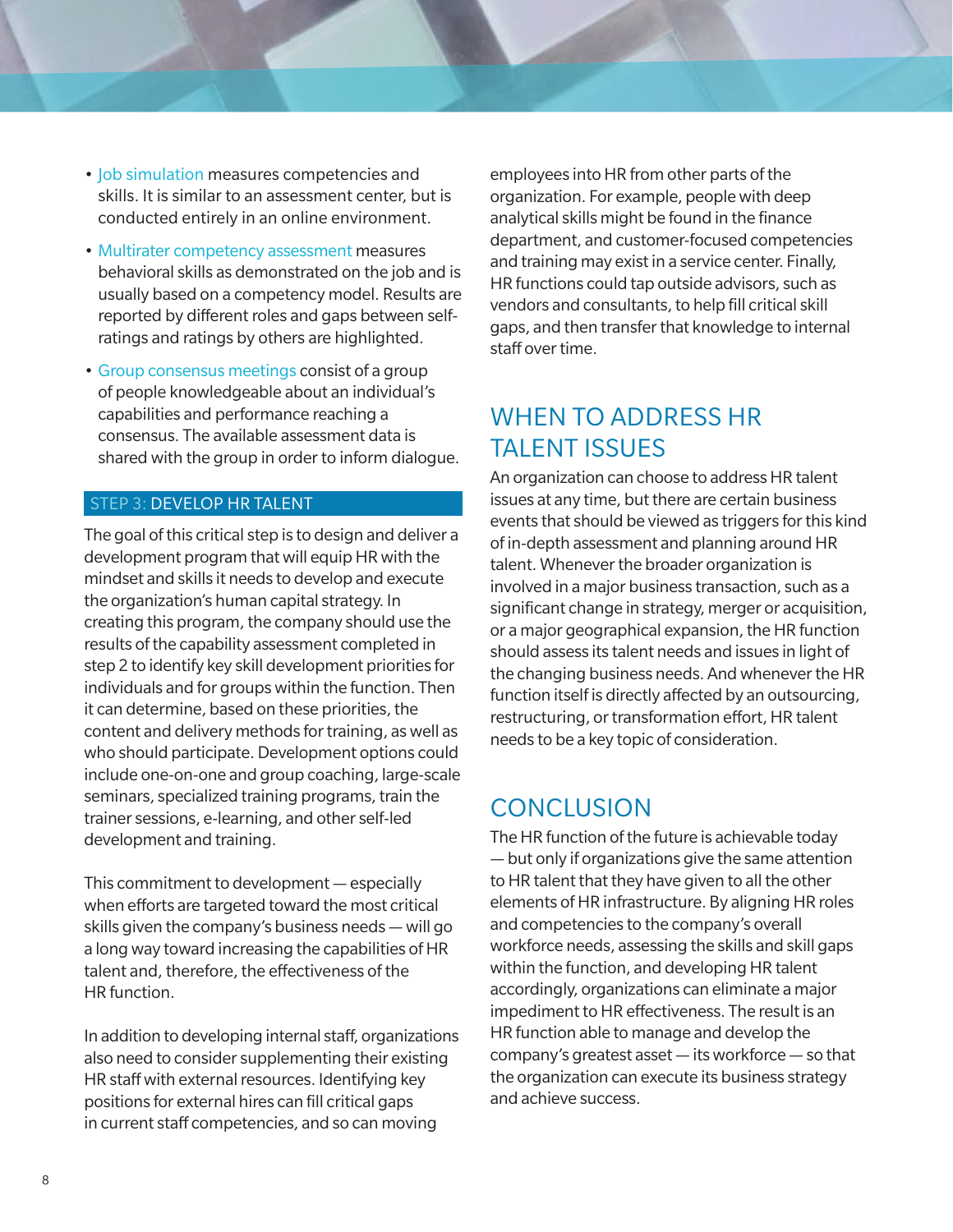- Job simulation measures competencies and skills. It is similar to an assessment center, but is conducted entirely in an online environment.
- Multirater competency assessment measures behavioral skills as demonstrated on the job and is usually based on a competency model. Results are reported by different roles and gaps between self-ratings and ratings by others are highlighted.
- Group consensus meetings consist of a group of people knowledgeable about an individual's capabilities and performance reaching a consensus. The available assessment data is shared with the group in order to inform dialogue.

### STEP 3: DEVELOP HR TALENT

The goal of this critical step is to design and deliver a development program that will equip HR with the mindset and skills it needs to develop and execute the organization's human capital strategy. In creating this program, the company should use the results of the capability assessment completed in step 2 to identify key skill development priorities for individuals and for groups within the function. Then it can determine, based on these priorities, the content and delivery methods for training, as well as who should participate. Development options could include one-on-one and group coaching, large-scale seminars, specialized training programs, train the trainer sessions, e-learning, and other self-led development and training.

This commitment to development — especially when efforts are targeted toward the most critical skills given the company's business needs — will go a long way toward increasing the capabilities of HR talent and, therefore, the effectiveness of the HR function.

In addition to developing internal staff, organizations also need to consider supplementing their existing HR staff with external resources. Identifying key positions for external hires can fill critical gaps in current staff competencies, and so can moving employees into HR from other parts of the organization. For example, people with deep analytical skills might be found in the finance department, and customer-focused competencies and training may exist in a service center. Finally, HR functions could tap outside advisors, such as vendors and consultants, to help fill critical skill gaps, and then transfer that knowledge to internal staff over time.

## WHEN TO ADDRESS HR TALENT ISSUES

An organization can choose to address HR talent issues at any time, but there are certain business events that should be viewed as triggers for this kind of in-depth assessment and planning around HR talent. Whenever the broader organization is involved in a major business transaction, such as a significant change in strategy, merger or acquisition, or a major geographical expansion, the HR function should assess its talent needs and issues in light of the changing business needs. And whenever the HR function itself is directly affected by an outsourcing, restructuring, or transformation effort, HR talent needs to be a key topic of consideration.

## CONCLUSION

The HR function of the future is achievable today — but only if organizations give the same attention to HR talent that they have given to all the other elements of HR infrastructure. By aligning HR roles and competencies to the company's overall workforce needs, assessing the skills and skill gaps within the function, and developing HR talent accordingly, organizations can eliminate a major impediment to HR effectiveness. The result is an HR function able to manage and develop the company's greatest asset — its workforce — so that the organization can execute its business strategy and achieve success.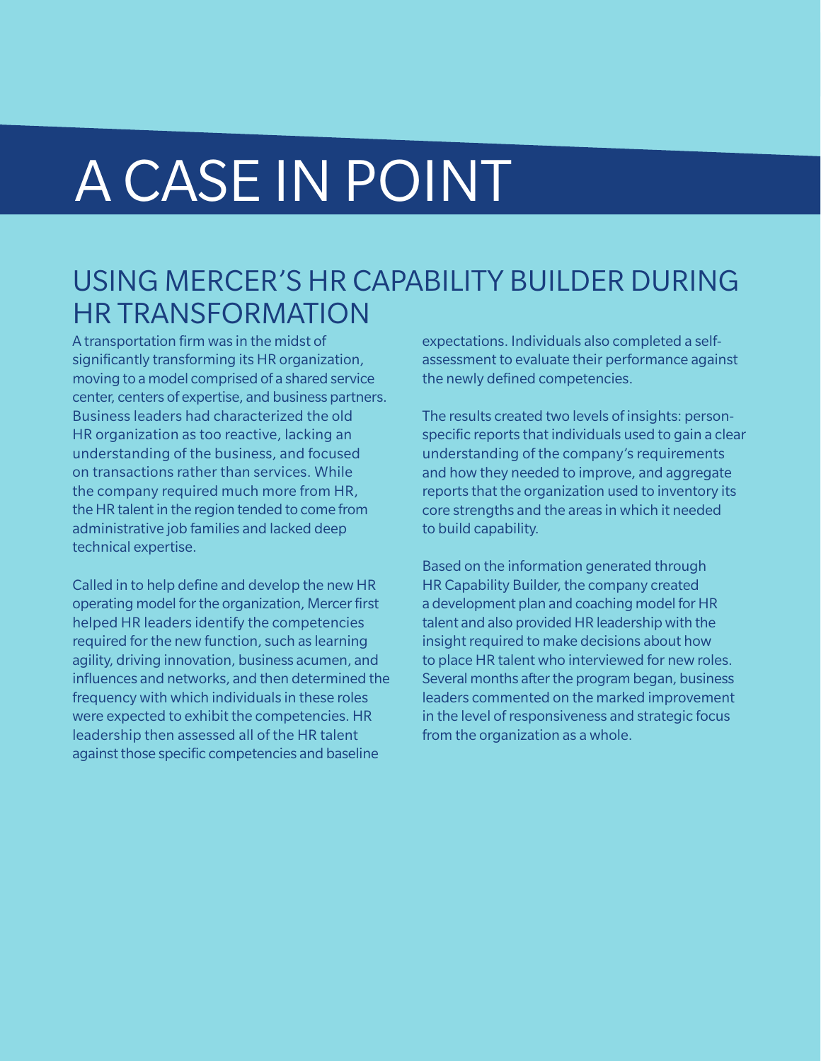# A CASE IN POINT

## USING MERCER'S HR CAPABILITY BUILDER DURING HR TRANSFORMATION

A transportation firm was in the midst of significantly transforming its HR organization, moving to a model comprised of a shared service center, centers of expertise, and business partners. Business leaders had characterized the old HR organization as too reactive, lacking an understanding of the business, and focused on transactions rather than services. While the company required much more from HR, the HR talent in the region tended to come from administrative job families and lacked deep technical expertise.

Called in to help define and develop the new HR operating model for the organization, Mercer first helped HR leaders identify the competencies required for the new function, such as learning agility, driving innovation, business acumen, and influences and networks, and then determined the frequency with which individuals in these roles were expected to exhibit the competencies. HR leadership then assessed all of the HR talent against those specific competencies and baseline expectations. Individuals also completed a self-assessment to evaluate their performance against the newly defined competencies.

The results created two levels of insights: person-specific reports that individuals used to gain a clear understanding of the company's requirements and how they needed to improve, and aggregate reports that the organization used to inventory its core strengths and the areas in which it needed to build capability.

Based on the information generated through HR Capability Builder, the company created a development plan and coaching model for HR talent and also provided HR leadership with the insight required to make decisions about how to place HR talent who interviewed for new roles. Several months after the program began, business leaders commented on the marked improvement in the level of responsiveness and strategic focus from the organization as a whole.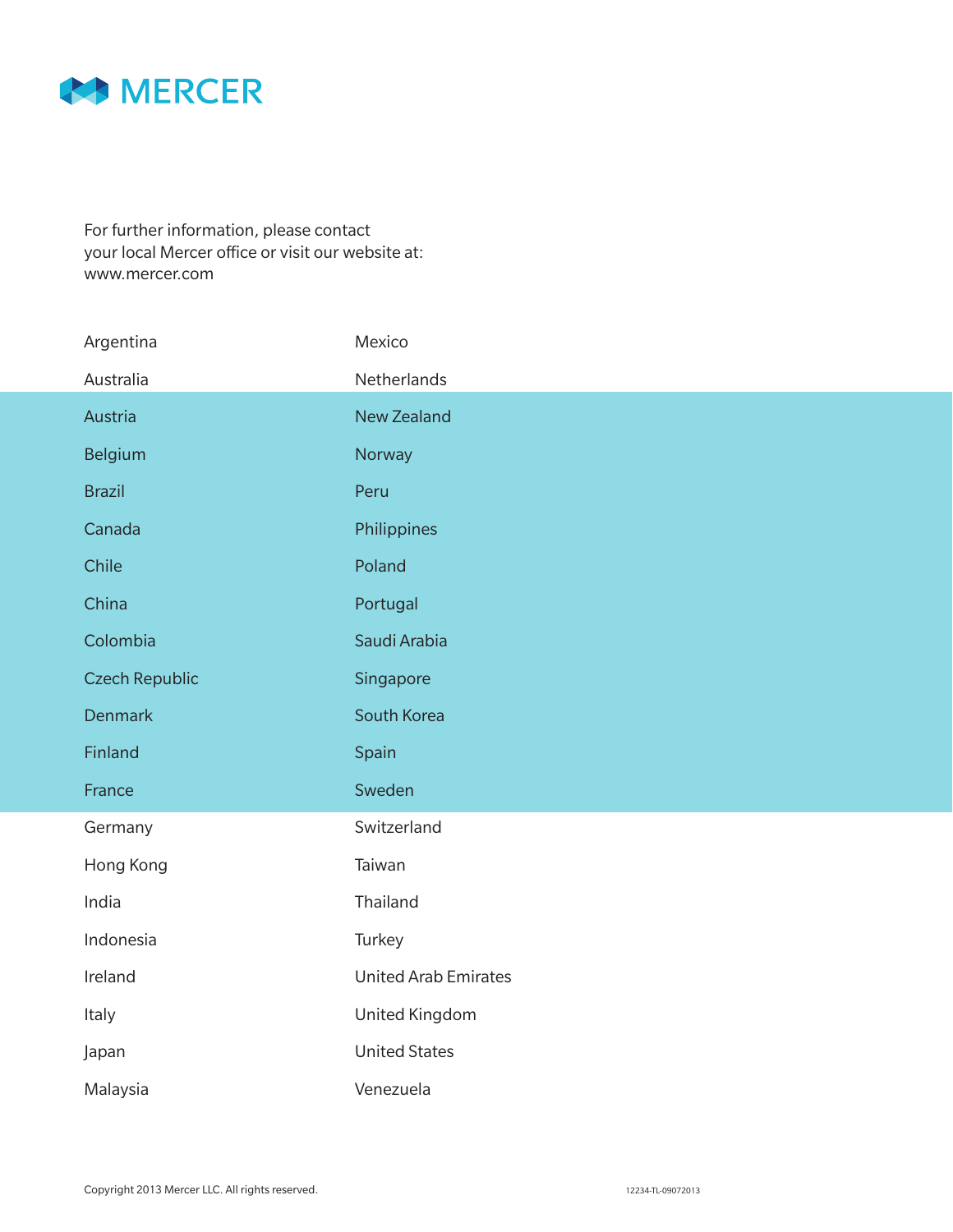MERCER

For further information, please contact
your local Mercer office or visit our website at:
www.mercer.com

| | |
|---|---|
| Argentina | Mexico |
| Australia | Netherlands |
| Austria | New Zealand |
| Belgium | Norway |
| Brazil | Peru |
| Canada | Philippines |
| Chile | Poland |
| China | Portugal |
| Colombia | Saudi Arabia |
| Czech Republic | Singapore |
| Denmark | South Korea |
| Finland | Spain |
| France | Sweden |
| Germany | Switzerland |
| Hong Kong | Taiwan |
| India | Thailand |
| Indonesia | Turkey |
| Ireland | United Arab Emirates |
| Italy | United Kingdom |
| Japan | United States |
| Malaysia | Venezuela |

Copyright 2013 Mercer LLC. All rights reserved.

12234-TL-09072013